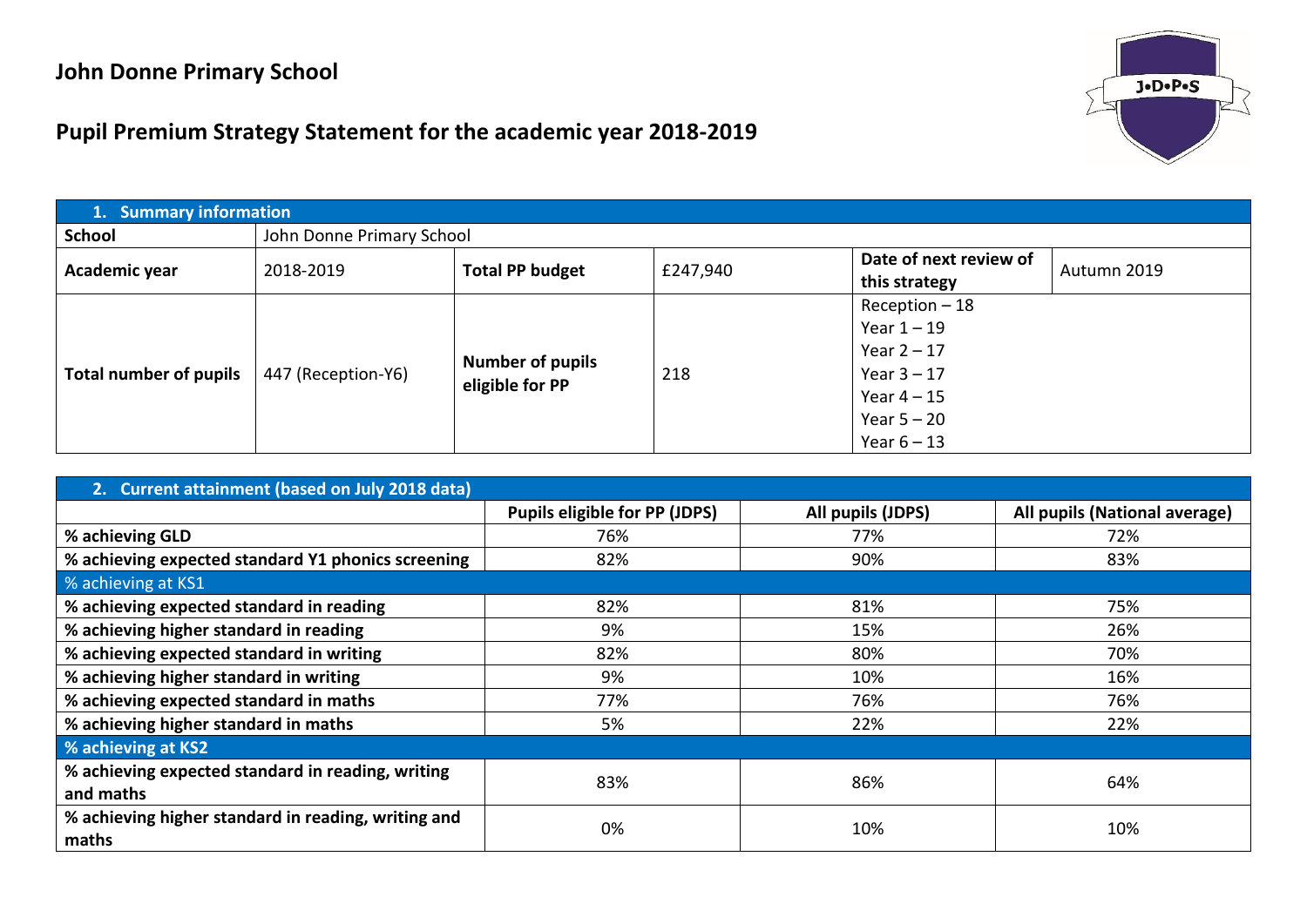# John Donne Primary School

## Pupil Premium Strategy Statement for the academic year 2018-2019

| 1. Summary information | | | | | |
|---|---|---|---|---|---|
| **School** | John Donne Primary School | | | | |
| **Academic year** | 2018-2019 | **Total PP budget** | £247,940 | **Date of next review of this strategy** | Autumn 2019 |
| **Total number of pupils** | 447 (Reception-Y6) | **Number of pupils eligible for PP** | 218 | Reception – 18<br>Year 1 – 19<br>Year 2 – 17<br>Year 3 – 17<br>Year 4 – 15<br>Year 5 – 20<br>Year 6 – 13 | |

| 2. Current attainment (based on July 2018 data) | Pupils eligible for PP (JDPS) | All pupils (JDPS) | All pupils (National average) |
|---|---|---|---|
| **% achieving GLD** | 76% | 77% | 72% |
| **% achieving expected standard Y1 phonics screening** | 82% | 90% | 83% |
| % achieving at KS1 | | | |
| **% achieving expected standard in reading** | 82% | 81% | 75% |
| **% achieving higher standard in reading** | 9% | 15% | 26% |
| **% achieving expected standard in writing** | 82% | 80% | 70% |
| **% achieving higher standard in writing** | 9% | 10% | 16% |
| **% achieving expected standard in maths** | 77% | 76% | 76% |
| **% achieving higher standard in maths** | 5% | 22% | 22% |
| **% achieving at KS2** | | | |
| **% achieving expected standard in reading, writing and maths** | 83% | 86% | 64% |
| **% achieving higher standard in reading, writing and maths** | 0% | 10% | 10% |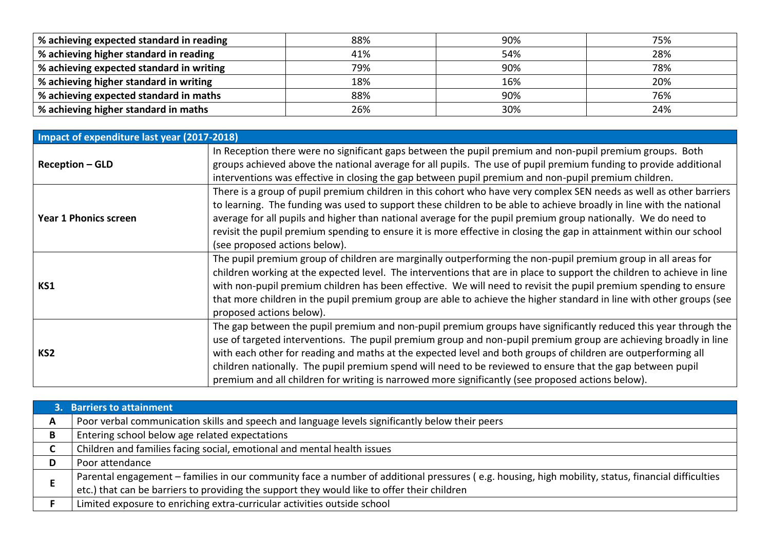| % achieving expected standard in reading | 88% | 90% | 75% |
|---|---|---|---|
| % achieving higher standard in reading | 41% | 54% | 28% |
| % achieving expected standard in writing | 79% | 90% | 78% |
| % achieving higher standard in writing | 18% | 16% | 20% |
| % achieving expected standard in maths | 88% | 90% | 76% |
| % achieving higher standard in maths | 26% | 30% | 24% |

| Impact of expenditure last year (2017-2018) | |
|---|---|
| **Reception – GLD** | In Reception there were no significant gaps between the pupil premium and non-pupil premium groups. Both groups achieved above the national average for all pupils. The use of pupil premium funding to provide additional interventions was effective in closing the gap between pupil premium and non-pupil premium children. |
| **Year 1 Phonics screen** | There is a group of pupil premium children in this cohort who have very complex SEN needs as well as other barriers to learning. The funding was used to support these children to be able to achieve broadly in line with the national average for all pupils and higher than national average for the pupil premium group nationally. We do need to revisit the pupil premium spending to ensure it is more effective in closing the gap in attainment within our school (see proposed actions below). |
| **KS1** | The pupil premium group of children are marginally outperforming the non-pupil premium group in all areas for children working at the expected level. The interventions that are in place to support the children to achieve in line with non-pupil premium children has been effective. We will need to revisit the pupil premium spending to ensure that more children in the pupil premium group are able to achieve the higher standard in line with other groups (see proposed actions below). |
| **KS2** | The gap between the pupil premium and non-pupil premium groups have significantly reduced this year through the use of targeted interventions. The pupil premium group and non-pupil premium group are achieving broadly in line with each other for reading and maths at the expected level and both groups of children are outperforming all children nationally. The pupil premium spend will need to be reviewed to ensure that the gap between pupil premium and all children for writing is narrowed more significantly (see proposed actions below). |

| 3. Barriers to attainment | |
|---|---|
| **A** | Poor verbal communication skills and speech and language levels significantly below their peers |
| **B** | Entering school below age related expectations |
| **C** | Children and families facing social, emotional and mental health issues |
| **D** | Poor attendance |
| **E** | Parental engagement – families in our community face a number of additional pressures ( e.g. housing, high mobility, status, financial difficulties etc.) that can be barriers to providing the support they would like to offer their children |
| **F** | Limited exposure to enriching extra-curricular activities outside school |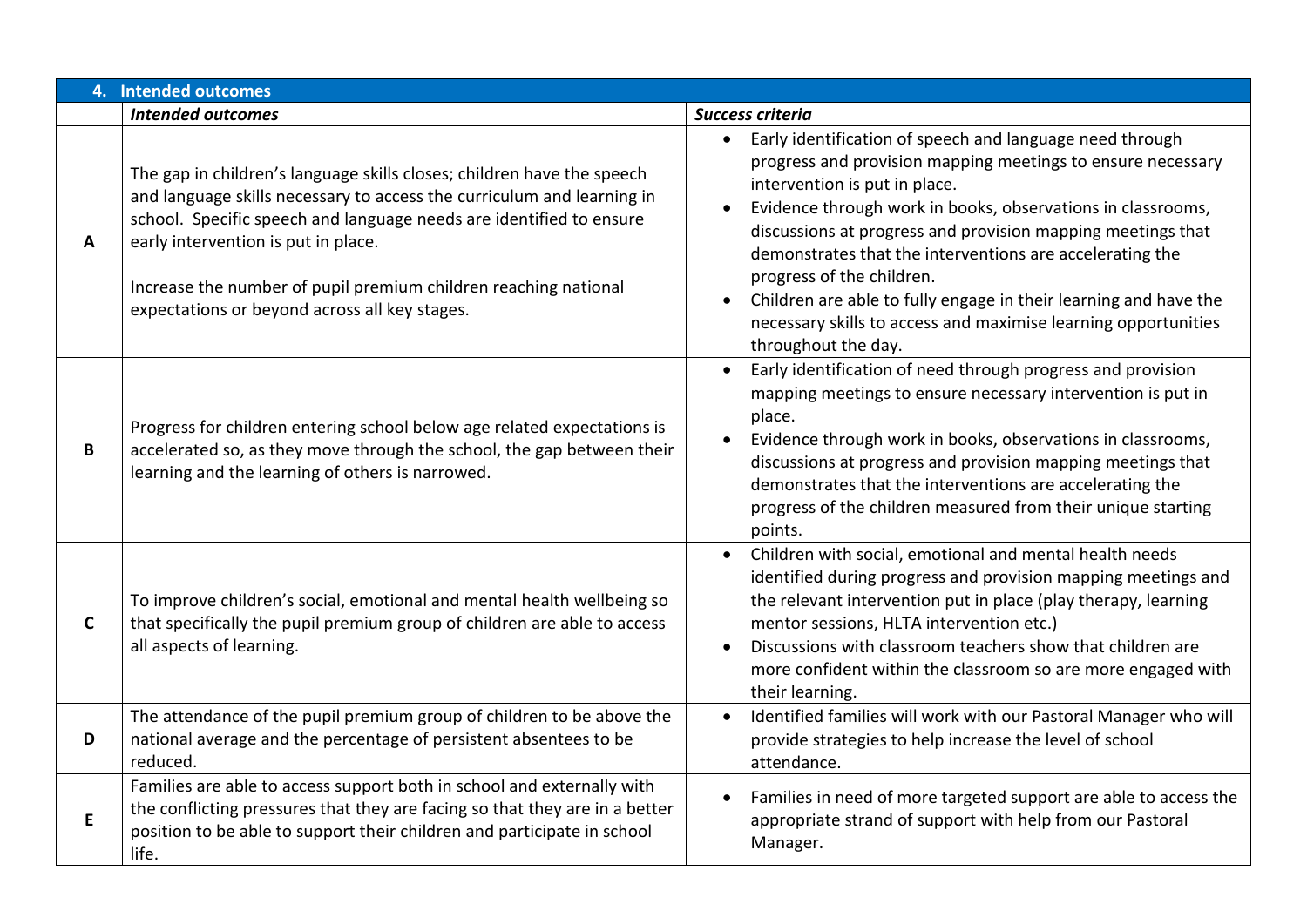## 4. Intended outcomes

| | *Intended outcomes* | *Success criteria* |
|---|---|---|
| **A** | The gap in children's language skills closes; children have the speech and language skills necessary to access the curriculum and learning in school. Specific speech and language needs are identified to ensure early intervention is put in place.<br><br>Increase the number of pupil premium children reaching national expectations or beyond across all key stages. | • Early identification of speech and language need through progress and provision mapping meetings to ensure necessary intervention is put in place.<br>• Evidence through work in books, observations in classrooms, discussions at progress and provision mapping meetings that demonstrates that the interventions are accelerating the progress of the children.<br>• Children are able to fully engage in their learning and have the necessary skills to access and maximise learning opportunities throughout the day. |
| **B** | Progress for children entering school below age related expectations is accelerated so, as they move through the school, the gap between their learning and the learning of others is narrowed. | • Early identification of need through progress and provision mapping meetings to ensure necessary intervention is put in place.<br>• Evidence through work in books, observations in classrooms, discussions at progress and provision mapping meetings that demonstrates that the interventions are accelerating the progress of the children measured from their unique starting points. |
| **C** | To improve children's social, emotional and mental health wellbeing so that specifically the pupil premium group of children are able to access all aspects of learning. | • Children with social, emotional and mental health needs identified during progress and provision mapping meetings and the relevant intervention put in place (play therapy, learning mentor sessions, HLTA intervention etc.)<br>• Discussions with classroom teachers show that children are more confident within the classroom so are more engaged with their learning. |
| **D** | The attendance of the pupil premium group of children to be above the national average and the percentage of persistent absentees to be reduced. | • Identified families will work with our Pastoral Manager who will provide strategies to help increase the level of school attendance. |
| **E** | Families are able to access support both in school and externally with the conflicting pressures that they are facing so that they are in a better position to be able to support their children and participate in school life. | • Families in need of more targeted support are able to access the appropriate strand of support with help from our Pastoral Manager. |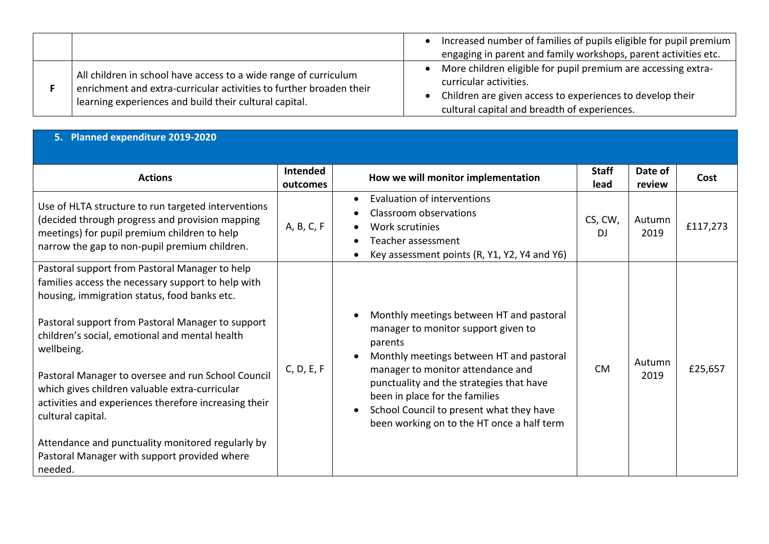| | | |
|---|---|---|
| | | • Increased number of families of pupils eligible for pupil premium engaging in parent and family workshops, parent activities etc. |
| **F** | All children in school have access to a wide range of curriculum enrichment and extra-curricular activities to further broaden their learning experiences and build their cultural capital. | • More children eligible for pupil premium are accessing extra-curricular activities.<br>• Children are given access to experiences to develop their cultural capital and breadth of experiences. |

## 5. Planned expenditure 2019-2020

| Actions | Intended outcomes | How we will monitor implementation | Staff lead | Date of review | Cost |
|---|---|---|---|---|---|
| Use of HLTA structure to run targeted interventions (decided through progress and provision mapping meetings) for pupil premium children to help narrow the gap to non-pupil premium children. | A, B, C, F | • Evaluation of interventions<br>• Classroom observations<br>• Work scrutinies<br>• Teacher assessment<br>• Key assessment points (R, Y1, Y2, Y4 and Y6) | CS, CW, DJ | Autumn 2019 | £117,273 |
| Pastoral support from Pastoral Manager to help families access the necessary support to help with housing, immigration status, food banks etc.<br><br>Pastoral support from Pastoral Manager to support children's social, emotional and mental health wellbeing.<br><br>Pastoral Manager to oversee and run School Council which gives children valuable extra-curricular activities and experiences therefore increasing their cultural capital.<br><br>Attendance and punctuality monitored regularly by Pastoral Manager with support provided where needed. | C, D, E, F | • Monthly meetings between HT and pastoral manager to monitor support given to parents<br>• Monthly meetings between HT and pastoral manager to monitor attendance and punctuality and the strategies that have been in place for the families<br>• School Council to present what they have been working on to the HT once a half term | CM | Autumn 2019 | £25,657 |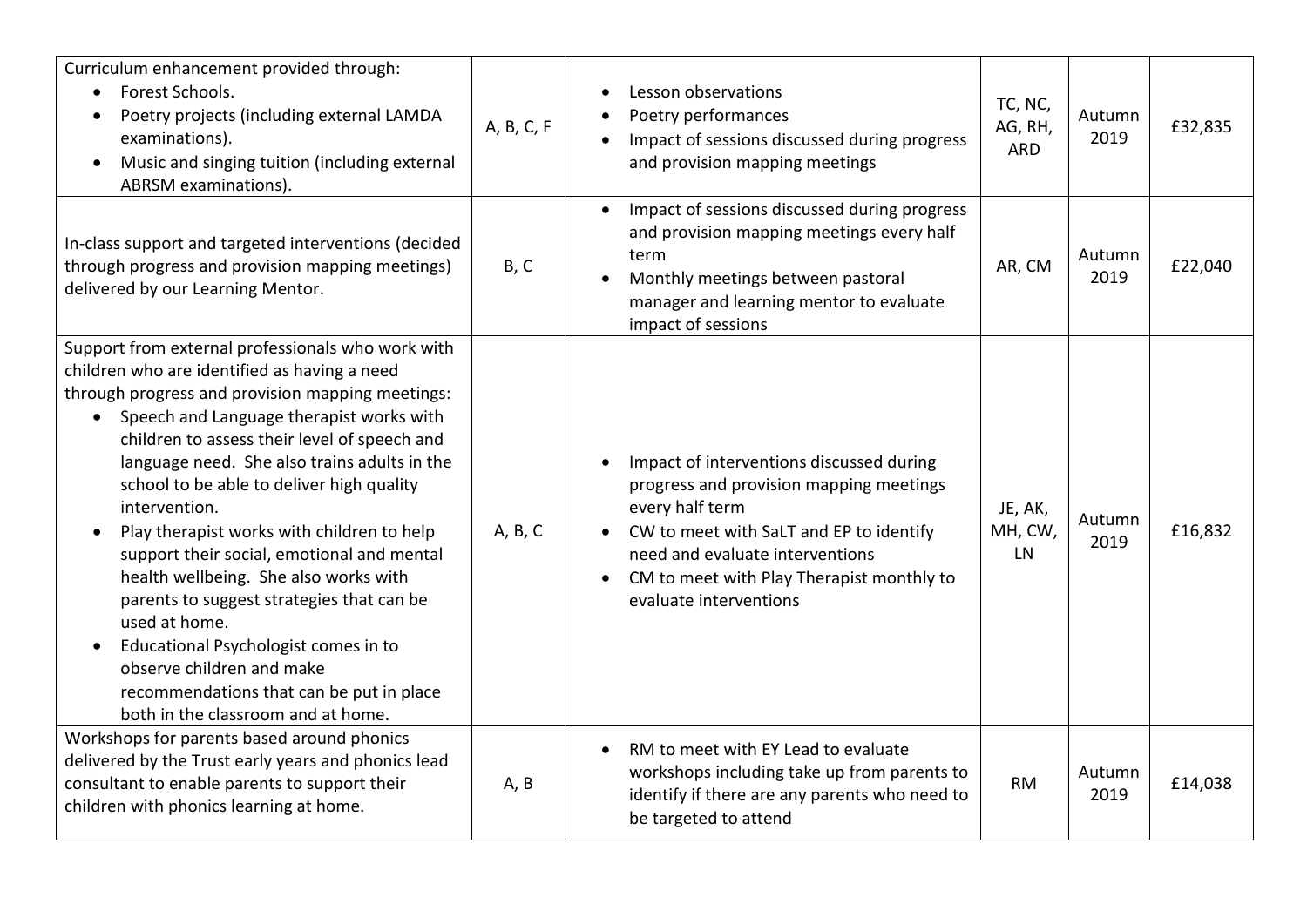| | | | | | |
|---|---|---|---|---|---|
| Curriculum enhancement provided through:<br>• Forest Schools.<br>• Poetry projects (including external LAMDA examinations).<br>• Music and singing tuition (including external ABRSM examinations). | A, B, C, F | • Lesson observations<br>• Poetry performances<br>• Impact of sessions discussed during progress and provision mapping meetings | TC, NC, AG, RH, ARD | Autumn 2019 | £32,835 |
| In-class support and targeted interventions (decided through progress and provision mapping meetings) delivered by our Learning Mentor. | B, C | • Impact of sessions discussed during progress and provision mapping meetings every half term<br>• Monthly meetings between pastoral manager and learning mentor to evaluate impact of sessions | AR, CM | Autumn 2019 | £22,040 |
| Support from external professionals who work with children who are identified as having a need through progress and provision mapping meetings:<br>• Speech and Language therapist works with children to assess their level of speech and language need. She also trains adults in the school to be able to deliver high quality intervention.<br>• Play therapist works with children to help support their social, emotional and mental health wellbeing. She also works with parents to suggest strategies that can be used at home.<br>• Educational Psychologist comes in to observe children and make recommendations that can be put in place both in the classroom and at home. | A, B, C | • Impact of interventions discussed during progress and provision mapping meetings every half term<br>• CW to meet with SaLT and EP to identify need and evaluate interventions<br>• CM to meet with Play Therapist monthly to evaluate interventions | JE, AK, MH, CW, LN | Autumn 2019 | £16,832 |
| Workshops for parents based around phonics delivered by the Trust early years and phonics lead consultant to enable parents to support their children with phonics learning at home. | A, B | • RM to meet with EY Lead to evaluate workshops including take up from parents to identify if there are any parents who need to be targeted to attend | RM | Autumn 2019 | £14,038 |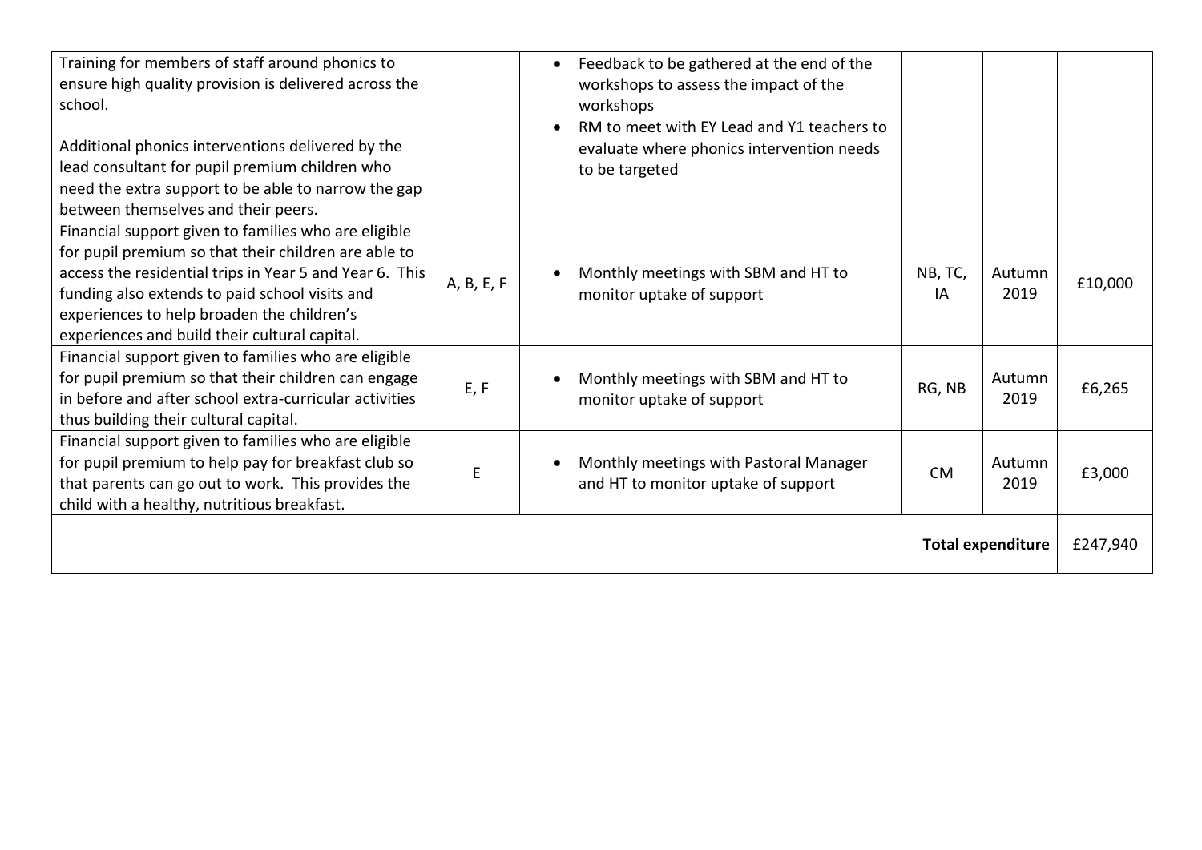| | | | | | |
|---|---|---|---|---|---|
| Training for members of staff around phonics to ensure high quality provision is delivered across the school.<br><br>Additional phonics interventions delivered by the lead consultant for pupil premium children who need the extra support to be able to narrow the gap between themselves and their peers. | | • Feedback to be gathered at the end of the workshops to assess the impact of the workshops<br>• RM to meet with EY Lead and Y1 teachers to evaluate where phonics intervention needs to be targeted | | | |
| Financial support given to families who are eligible for pupil premium so that their children are able to access the residential trips in Year 5 and Year 6. This funding also extends to paid school visits and experiences to help broaden the children's experiences and build their cultural capital. | A, B, E, F | • Monthly meetings with SBM and HT to monitor uptake of support | NB, TC, IA | Autumn 2019 | £10,000 |
| Financial support given to families who are eligible for pupil premium so that their children can engage in before and after school extra-curricular activities thus building their cultural capital. | E, F | • Monthly meetings with SBM and HT to monitor uptake of support | RG, NB | Autumn 2019 | £6,265 |
| Financial support given to families who are eligible for pupil premium to help pay for breakfast club so that parents can go out to work. This provides the child with a healthy, nutritious breakfast. | E | • Monthly meetings with Pastoral Manager and HT to monitor uptake of support | CM | Autumn 2019 | £3,000 |
| | | | | **Total expenditure** | £247,940 |